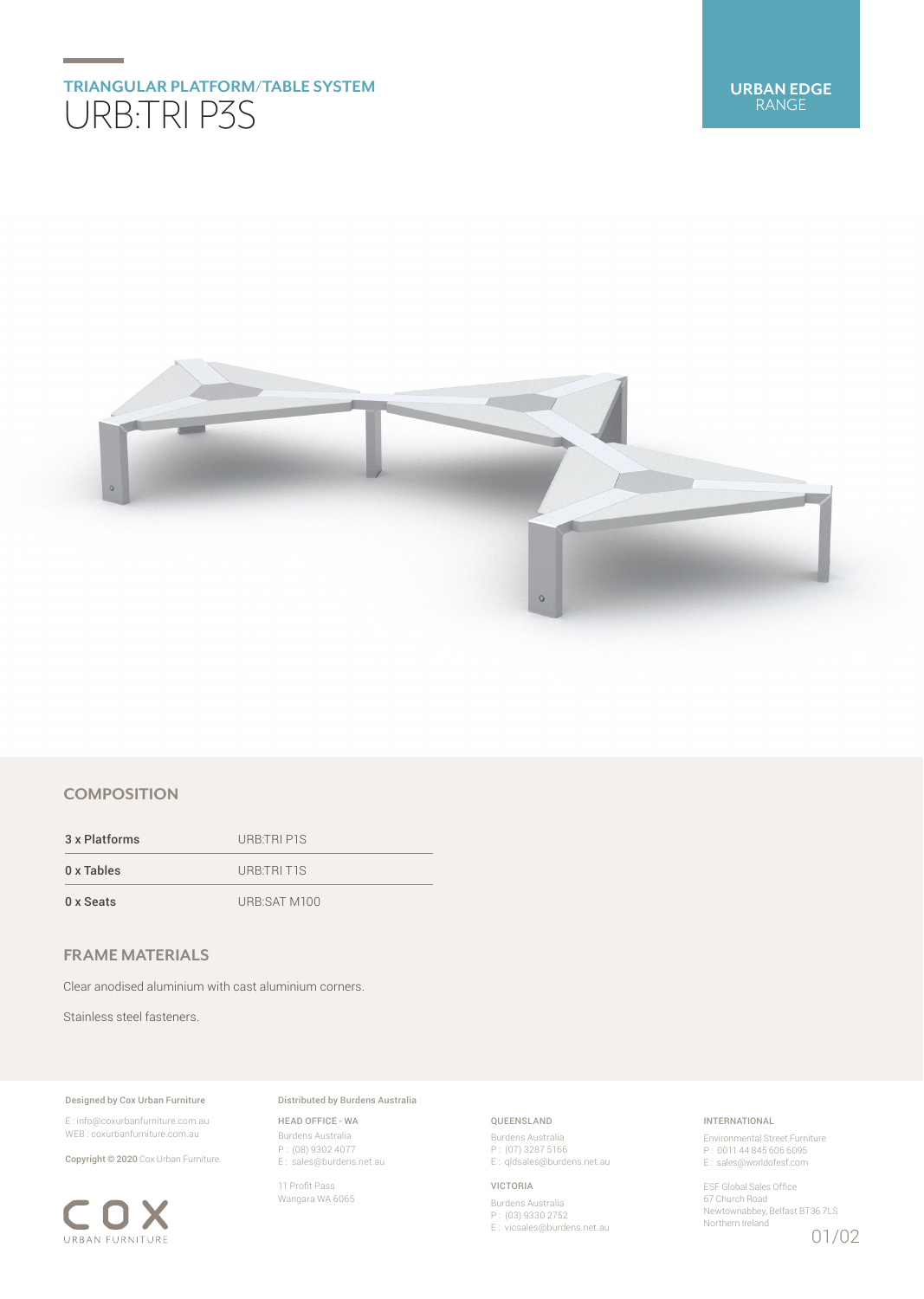## TRIANGULAR PLATFORM/TABLE SYSTEM

# URB:TRI P3S

**URBAN EDGE** RANGE

## COMPOSITION

| | |
|---|---|
| 3 x Platforms | URB:TRI P1S |
| 0 x Tables | URB:TRI T1S |
| 0 x Seats | URB:SAT M100 |

## FRAME MATERIALS

Clear anodised aluminium with cast aluminium corners.

Stainless steel fasteners.

**Designed by Cox Urban Furniture**

E : info@coxurbanfurniture.com.au
WEB : coxurbanfurniture.com.au

**Copyright © 2020** Cox Urban Furniture.

COX URBAN FURNITURE

**Distributed by Burdens Australia**

HEAD OFFICE - WA
Burdens Australia
P : (08) 9302 4077
E : sales@burdens.net.au

11 Profit Pass
Wangara WA 6065

QUEENSLAND
Burdens Australia
P : (07) 3287 5166
E : qldsales@burdens.net.au

VICTORIA
Burdens Australia
P : (03) 9330 2752
E : vicsales@burdens.net.au

INTERNATIONAL
Environmental Street Furniture
P : 0011 44 845 606 6095
E : sales@worldofesf.com

ESF Global Sales Office
67 Church Road
Newtownabbey, Belfast BT36 7LS
Northern Ireland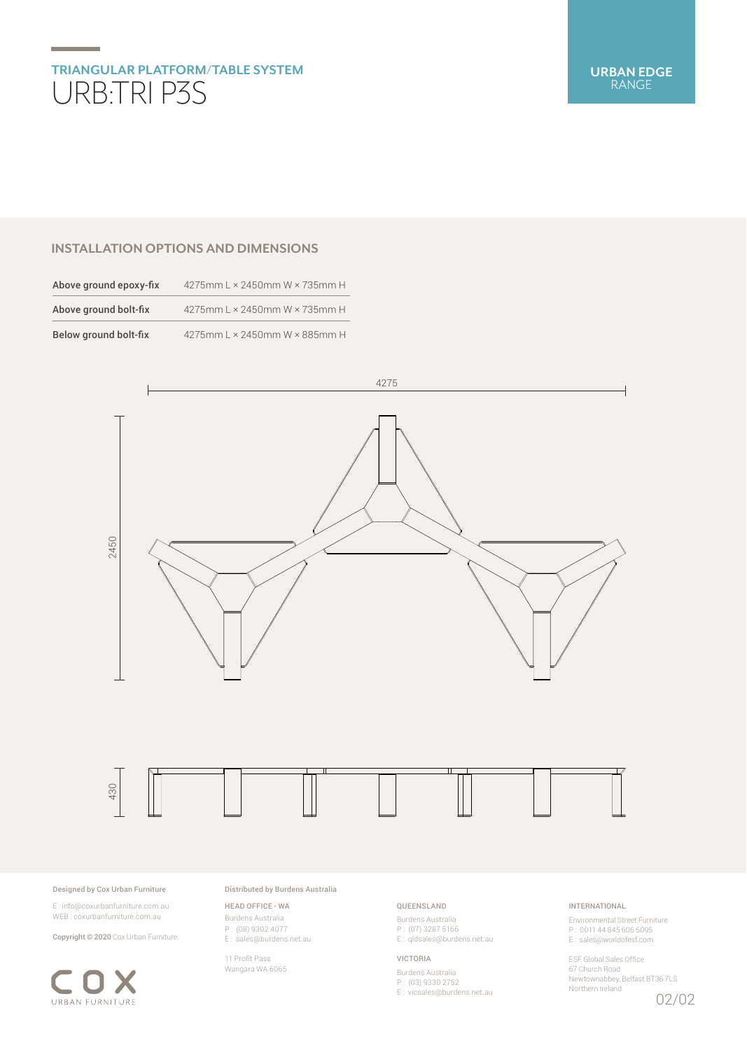## TRIANGULAR PLATFORM/TABLE SYSTEM

# URB:TRI P3S

**URBAN EDGE** RANGE

## INSTALLATION OPTIONS AND DIMENSIONS

| | |
|---|---|
| Above ground epoxy-fix | 4275mm L × 2450mm W × 735mm H |
| Above ground bolt-fix | 4275mm L × 2450mm W × 735mm H |
| Below ground bolt-fix | 4275mm L × 2450mm W × 885mm H |

4275

2450

430

**Designed by Cox Urban Furniture**

E : info@coxurbanfurniture.com.au
WEB : coxurbanfurniture.com.au

**Copyright © 2020** Cox Urban Furniture.

COX URBAN FURNITURE

**Distributed by Burdens Australia**

HEAD OFFICE - WA
Burdens Australia
P : (08) 9302 4077
E : sales@burdens.net.au

11 Profit Pass
Wangara WA 6065

QUEENSLAND
Burdens Australia
P : (07) 3287 5166
E : qldsales@burdens.net.au

VICTORIA
Burdens Australia
P : (03) 9330 2752
E : vicsales@burdens.net.au

INTERNATIONAL
Environmental Street Furniture
P : 0011 44 845 606 6095
E : sales@worldofesf.com

ESF Global Sales Office
67 Church Road
Newtownabbey, Belfast BT36 7LS
Northern Ireland